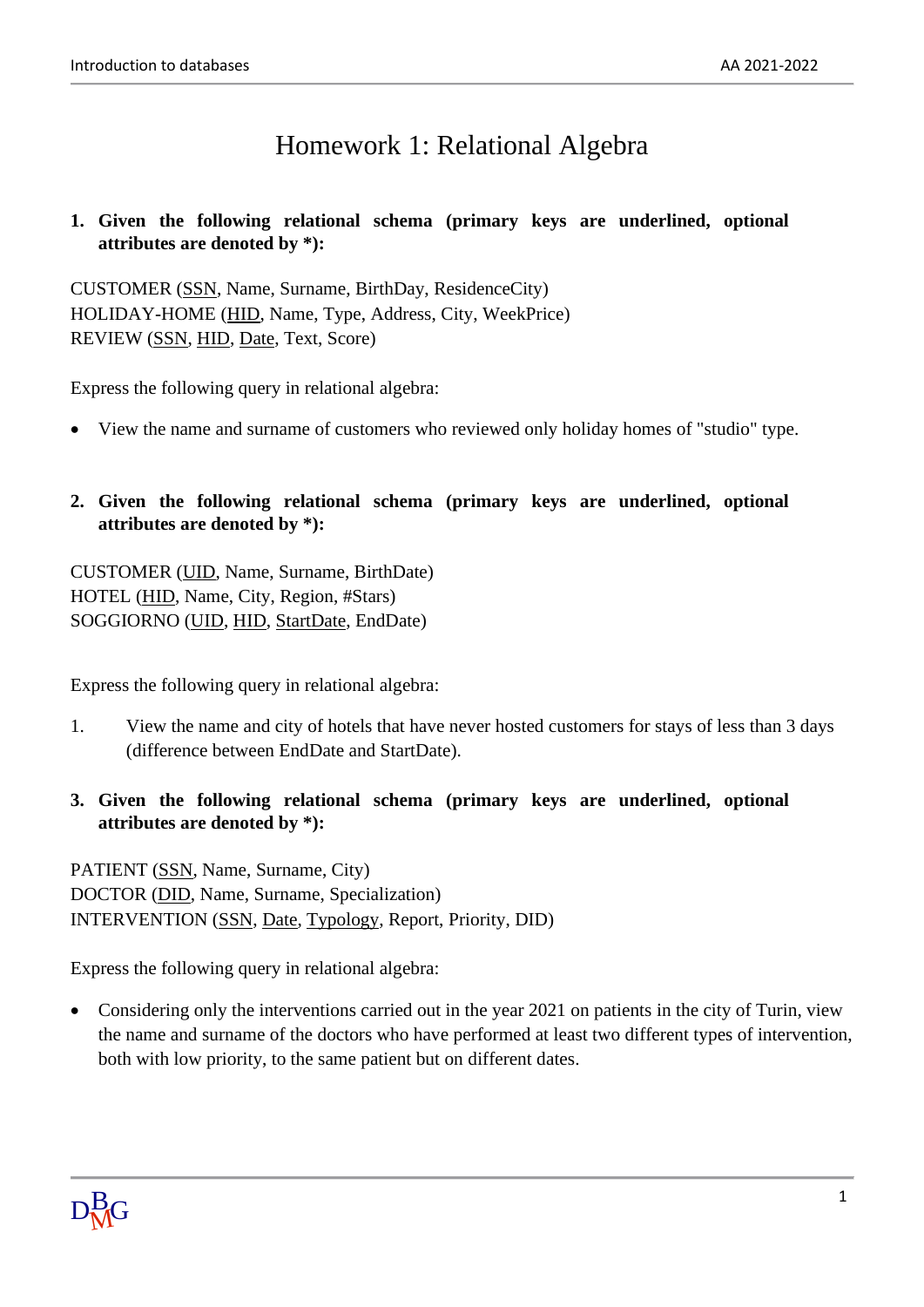# Homework 1: Relational Algebra

**1. Given the following relational schema (primary keys are underlined, optional attributes are denoted by \*):**

CUSTOMER (<u>SSN</u>, Name, Surname, BirthDay, ResidenceCity)
HOLIDAY-HOME (<u>HID</u>, Name, Type, Address, City, WeekPrice)
REVIEW (<u>SSN</u>, <u>HID</u>, <u>Date</u>, Text, Score)

Express the following query in relational algebra:

- View the name and surname of customers who reviewed only holiday homes of "studio" type.

**2. Given the following relational schema (primary keys are underlined, optional attributes are denoted by \*):**

CUSTOMER (<u>UID</u>, Name, Surname, BirthDate)
HOTEL (<u>HID</u>, Name, City, Region, #Stars)
SOGGIORNO (<u>UID</u>, <u>HID</u>, <u>StartDate</u>, EndDate)

Express the following query in relational algebra:

1. View the name and city of hotels that have never hosted customers for stays of less than 3 days (difference between EndDate and StartDate).

**3. Given the following relational schema (primary keys are underlined, optional attributes are denoted by \*):**

PATIENT (<u>SSN</u>, Name, Surname, City)
DOCTOR (<u>DID</u>, Name, Surname, Specialization)
INTERVENTION (<u>SSN</u>, <u>Date</u>, <u>Typology</u>, Report, Priority, DID)

Express the following query in relational algebra:

- Considering only the interventions carried out in the year 2021 on patients in the city of Turin, view the name and surname of the doctors who have performed at least two different types of intervention, both with low priority, to the same patient but on different dates.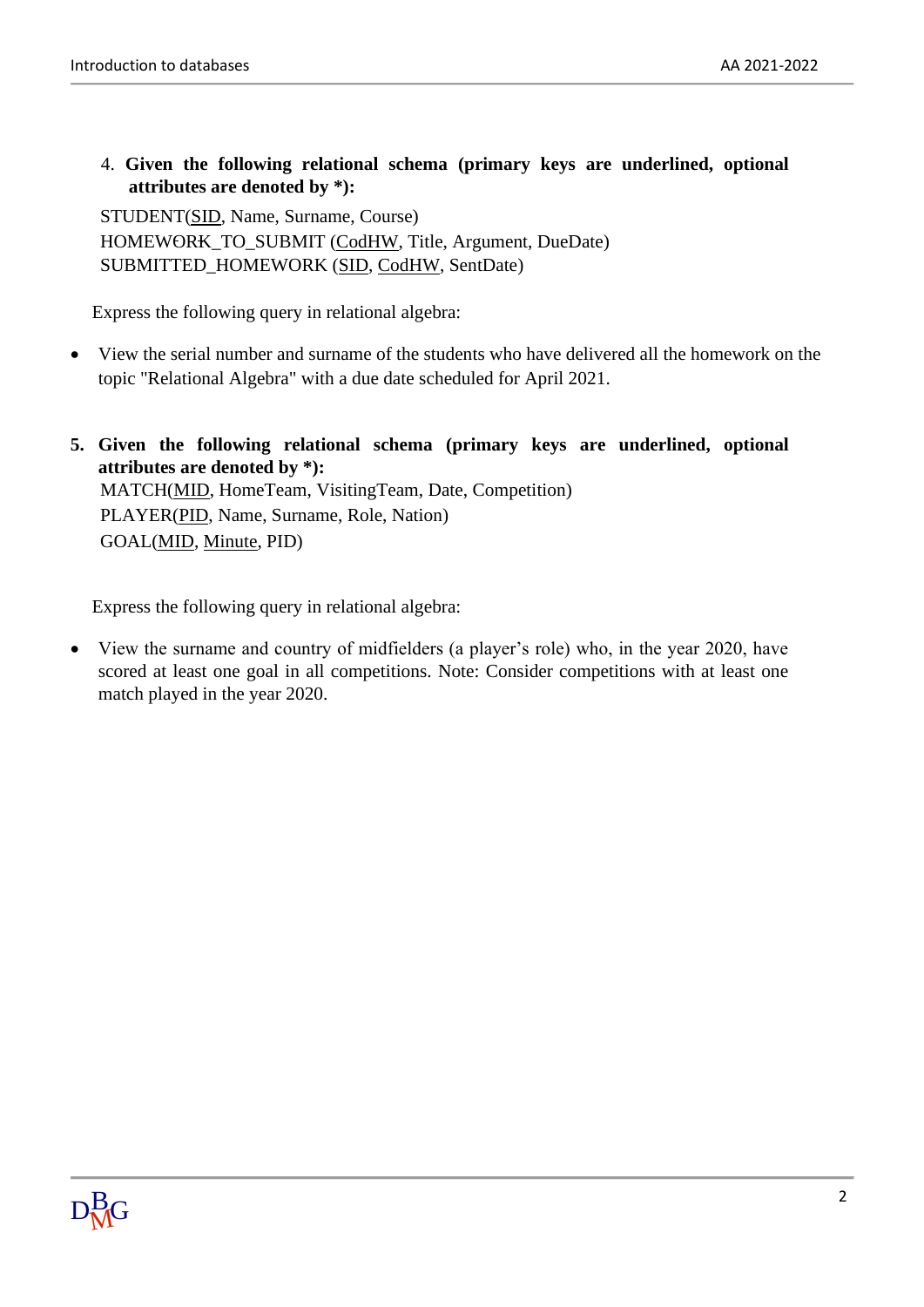4. **Given the following relational schema (primary keys are underlined, optional attributes are denoted by *):**

STUDENT(<u>SID</u>, Name, Surname, Course)
HOMEWORK_TO_SUBMIT (<u>CodHW</u>, Title, Argument, DueDate)
SUBMITTED_HOMEWORK (<u>SID</u>, <u>CodHW</u>, SentDate)

Express the following query in relational algebra:

- View the serial number and surname of the students who have delivered all the homework on the topic "Relational Algebra" with a due date scheduled for April 2021.

5. **Given the following relational schema (primary keys are underlined, optional attributes are denoted by *):**

MATCH(<u>MID</u>, HomeTeam, VisitingTeam, Date, Competition)
PLAYER(<u>PID</u>, Name, Surname, Role, Nation)
GOAL(<u>MID</u>, <u>Minute</u>, PID)

Express the following query in relational algebra:

- View the surname and country of midfielders (a player's role) who, in the year 2020, have scored at least one goal in all competitions. Note: Consider competitions with at least one match played in the year 2020.